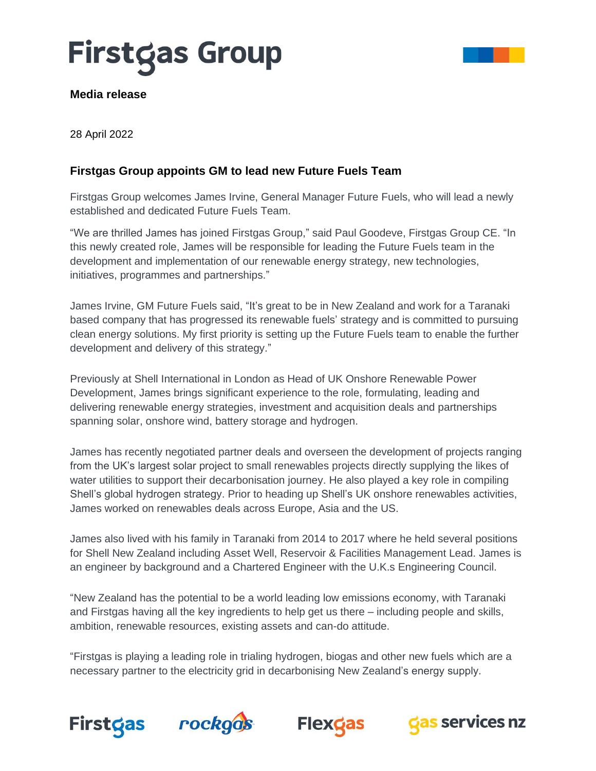# Firstgas Group

**Media release**

28 April 2022

## Firstgas Group appoints GM to lead new Future Fuels Team

Firstgas Group welcomes James Irvine, General Manager Future Fuels, who will lead a newly established and dedicated Future Fuels Team.

“We are thrilled James has joined Firstgas Group,” said Paul Goodeve, Firstgas Group CE. “In this newly created role, James will be responsible for leading the Future Fuels team in the development and implementation of our renewable energy strategy, new technologies, initiatives, programmes and partnerships.”

James Irvine, GM Future Fuels said, “It’s great to be in New Zealand and work for a Taranaki based company that has progressed its renewable fuels’ strategy and is committed to pursuing clean energy solutions. My first priority is setting up the Future Fuels team to enable the further development and delivery of this strategy.”

Previously at Shell International in London as Head of UK Onshore Renewable Power Development, James brings significant experience to the role, formulating, leading and delivering renewable energy strategies, investment and acquisition deals and partnerships spanning solar, onshore wind, battery storage and hydrogen.

James has recently negotiated partner deals and overseen the development of projects ranging from the UK’s largest solar project to small renewables projects directly supplying the likes of water utilities to support their decarbonisation journey. He also played a key role in compiling Shell’s global hydrogen strategy. Prior to heading up Shell’s UK onshore renewables activities, James worked on renewables deals across Europe, Asia and the US.

James also lived with his family in Taranaki from 2014 to 2017 where he held several positions for Shell New Zealand including Asset Well, Reservoir & Facilities Management Lead. James is an engineer by background and a Chartered Engineer with the U.K.s Engineering Council.

“New Zealand has the potential to be a world leading low emissions economy, with Taranaki and Firstgas having all the key ingredients to help get us there – including people and skills, ambition, renewable resources, existing assets and can-do attitude.

“Firstgas is playing a leading role in trialing hydrogen, biogas and other new fuels which are a necessary partner to the electricity grid in decarbonising New Zealand’s energy supply.

Firstgas rockgas Flexgas gas services nz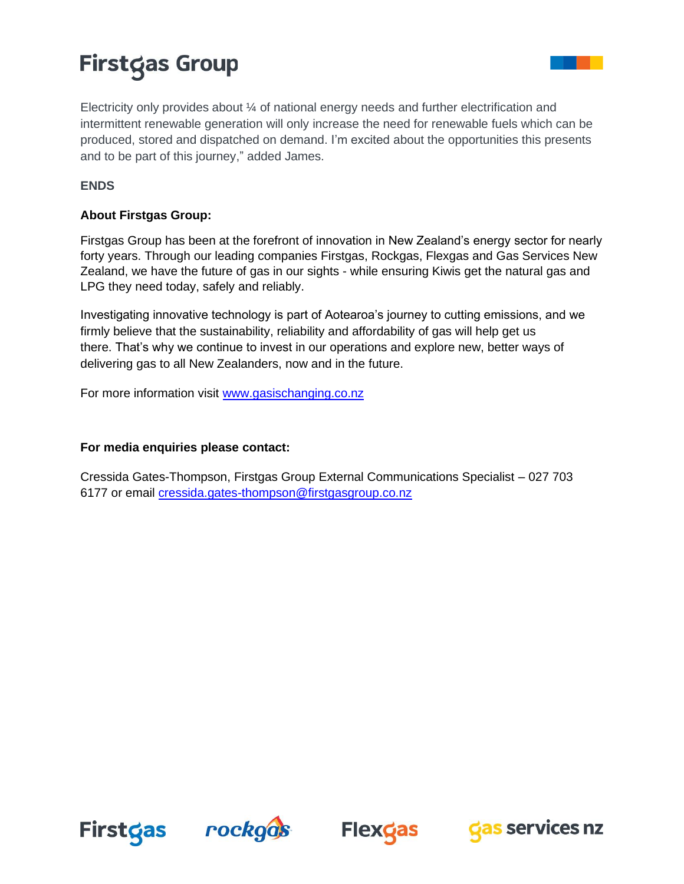Electricity only provides about ¼ of national energy needs and further electrification and intermittent renewable generation will only increase the need for renewable fuels which can be produced, stored and dispatched on demand. I'm excited about the opportunities this presents and to be part of this journey," added James.

**ENDS**

**About Firstgas Group:**

Firstgas Group has been at the forefront of innovation in New Zealand's energy sector for nearly forty years. Through our leading companies Firstgas, Rockgas, Flexgas and Gas Services New Zealand, we have the future of gas in our sights - while ensuring Kiwis get the natural gas and LPG they need today, safely and reliably.

Investigating innovative technology is part of Aotearoa's journey to cutting emissions, and we firmly believe that the sustainability, reliability and affordability of gas will help get us there. That's why we continue to invest in our operations and explore new, better ways of delivering gas to all New Zealanders, now and in the future.

For more information visit [www.gasischanging.co.nz](http://www.gasischanging.co.nz)

**For media enquiries please contact:**

Cressida Gates-Thompson, Firstgas Group External Communications Specialist – 027 703 6177 or email [cressida.gates-thompson@firstgasgroup.co.nz](mailto:cressida.gates-thompson@firstgasgroup.co.nz)